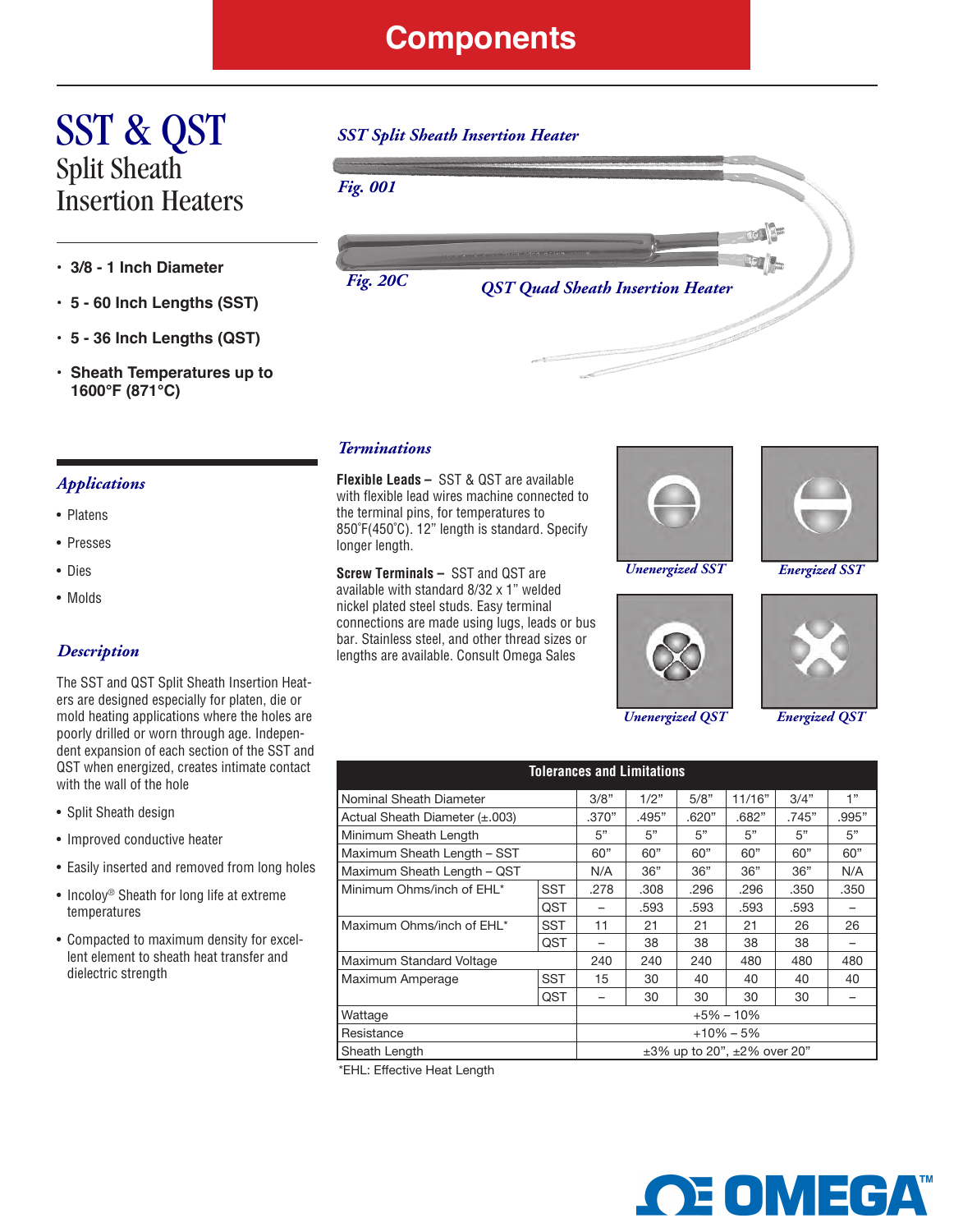# Components

# SST & QST
## Split Sheath Insertion Heaters

- **3/8 - 1 Inch Diameter**
- **5 - 60 Inch Lengths (SST)**
- **5 - 36 Inch Lengths (QST)**
- **Sheath Temperatures up to 1600°F (871°C)**

*SST Split Sheath Insertion Heater*

*Fig. 001*

*Fig. 20C*

*QST Quad Sheath Insertion Heater*

### *Applications*

- Platens
- Presses
- Dies
- Molds

### *Description*

The SST and QST Split Sheath Insertion Heaters are designed especially for platen, die or mold heating applications where the holes are poorly drilled or worn through age. Independent expansion of each section of the SST and QST when energized, creates intimate contact with the wall of the hole

- Split Sheath design
- Improved conductive heater
- Easily inserted and removed from long holes
- Incoloy® Sheath for long life at extreme temperatures
- Compacted to maximum density for excellent element to sheath heat transfer and dielectric strength

### *Terminations*

**Flexible Leads –** SST & QST are available with flexible lead wires machine connected to the terminal pins, for temperatures to 850°F(450°C). 12" length is standard. Specify longer length.

**Screw Terminals –** SST and QST are available with standard 8/32 x 1" welded nickel plated steel studs. Easy terminal connections are made using lugs, leads or bus bar. Stainless steel, and other thread sizes or lengths are available. Consult Omega Sales

*Unenergized SST* *Energized SST*

*Unenergized QST* *Energized QST*

**Tolerances and Limitations**

| | | | | | | | |
|---|---|---|---|---|---|---|---|
| Nominal Sheath Diameter | | 3/8" | 1/2" | 5/8" | 11/16" | 3/4" | 1" |
| Actual Sheath Diameter (±.003) | | .370" | .495" | .620" | .682" | .745" | .995" |
| Minimum Sheath Length | | 5" | 5" | 5" | 5" | 5" | 5" |
| Maximum Sheath Length – SST | | 60" | 60" | 60" | 60" | 60" | 60" |
| Maximum Sheath Length – QST | | N/A | 36" | 36" | 36" | 36" | N/A |
| Minimum Ohms/inch of EHL* | SST | .278 | .308 | .296 | .296 | .350 | .350 |
| | QST | – | .593 | .593 | .593 | .593 | – |
| Maximum Ohms/inch of EHL* | SST | 11 | 21 | 21 | 21 | 26 | 26 |
| | QST | – | 38 | 38 | 38 | 38 | – |
| Maximum Standard Voltage | | 240 | 240 | 240 | 480 | 480 | 480 |
| Maximum Amperage | SST | 15 | 30 | 40 | 40 | 40 | 40 |
| | QST | – | 30 | 30 | 30 | 30 | – |
| Wattage | | +5% – 10% | | | | | |
| Resistance | | +10% – 5% | | | | | |
| Sheath Length | | ±3% up to 20", ±2% over 20" | | | | | |

*EHL: Effective Heat Length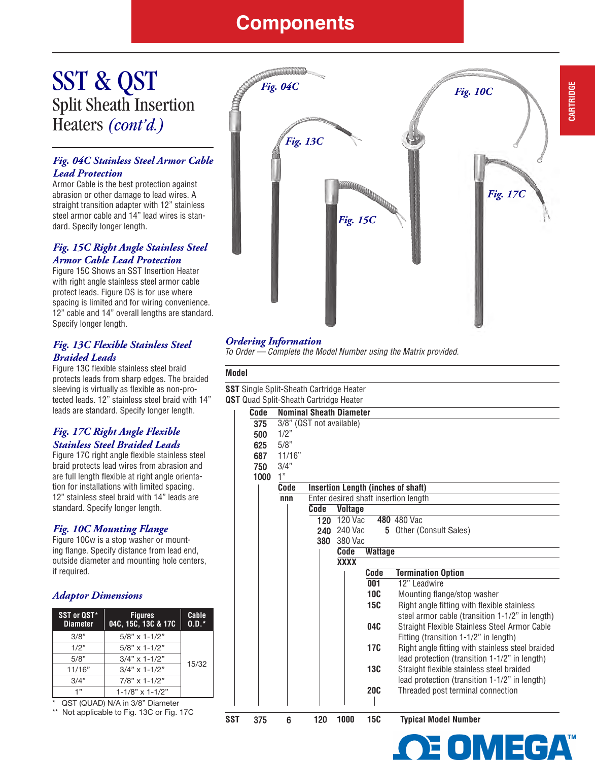# SST & QST

## Split Sheath Insertion Heaters *(cont'd.)*

### *Fig. 04C Stainless Steel Armor Cable Lead Protection*

Armor Cable is the best protection against abrasion or other damage to lead wires. A straight transition adapter with 12" stainless steel armor cable and 14" lead wires is standard. Specify longer length.

### *Fig. 15C Right Angle Stainless Steel Armor Cable Lead Protection*

Figure 15C Shows an SST Insertion Heater with right angle stainless steel armor cable protect leads. Figure DS is for use where spacing is limited and for wiring convenience. 12" cable and 14" overall lengths are standard. Specify longer length.

### *Fig. 13C Flexible Stainless Steel Braided Leads*

Figure 13C flexible stainless steel braid protects leads from sharp edges. The braided sleeving is virtually as flexible as non-protected leads. 12" stainless steel braid with 14" leads are standard. Specify longer length.

### *Fig. 17C Right Angle Flexible Stainless Steel Braided Leads*

Figure 17C right angle flexible stainless steel braid protects lead wires from abrasion and are full length flexible at right angle orientation for installations with limited spacing. 12" stainless steel braid with 14" leads are standard. Specify longer length.

### *Fig. 10C Mounting Flange*

Figure 10Cw is a stop washer or mounting flange. Specify distance from lead end, outside diameter and mounting hole centers, if required.

### *Adaptor Dimensions*

| SST or QST* Diameter | Figures 04C, 15C, 13C & 17C | Cable O.D.* |
|---|---|---|
| 3/8" | 5/8" x 1-1/2" | 15/32 |
| 1/2" | 5/8" x 1-1/2" | |
| 5/8" | 3/4" x 1-1/2" | |
| 11/16" | 3/4" x 1-1/2" | |
| 3/4" | 7/8" x 1-1/2" | |
| 1" | 1-1/8" x 1-1/2" | |

\* QST (QUAD) N/A in 3/8" Diameter
\*\* Not applicable to Fig. 13C or Fig. 17C

Fig. 04C

Fig. 13C

Fig. 15C

Fig. 10C

Fig. 17C

### *Ordering Information*

*To Order — Complete the Model Number using the Matrix provided.*

**Model**

**SST** Single Split-Sheath Cartridge Heater
**QST** Quad Split-Sheath Cartridge Heater

| Code | Nominal Sheath Diameter |
|---|---|
| **375** | 3/8" (QST not available) |
| **500** | 1/2" |
| **625** | 5/8" |
| **687** | 11/16" |
| **750** | 3/4" |
| **1000** | 1" |

| Code | Insertion Length (inches of shaft) |
|---|---|
| **nnn** | Enter desired shaft insertion length |

| Code | Voltage |
|---|---|
| **120** | 120 Vac |
| **240** | 240 Vac |
| **380** | 380 Vac |
| **480** | 480 Vac |
| **5** | Other (Consult Sales) |

| Code | Wattage |
|---|---|
| **XXXX** | |

| Code | Termination Option |
|---|---|
| **001** | 12" Leadwire |
| **10C** | Mounting flange/stop washer |
| **15C** | Right angle fitting with flexible stainless steel armor cable (transition 1-1/2" in length) |
| **04C** | Straight Flexible Stainless Steel Armor Cable Fitting (transition 1-1/2" in length) |
| **17C** | Right angle fitting with stainless steel braided lead protection (transition 1-1/2" in length) |
| **13C** | Straight flexible stainless steel braided lead protection (transition 1-1/2" in length) |
| **20C** | Threaded post terminal connection |

**SST 375 6 120 1000 15C Typical Model Number**